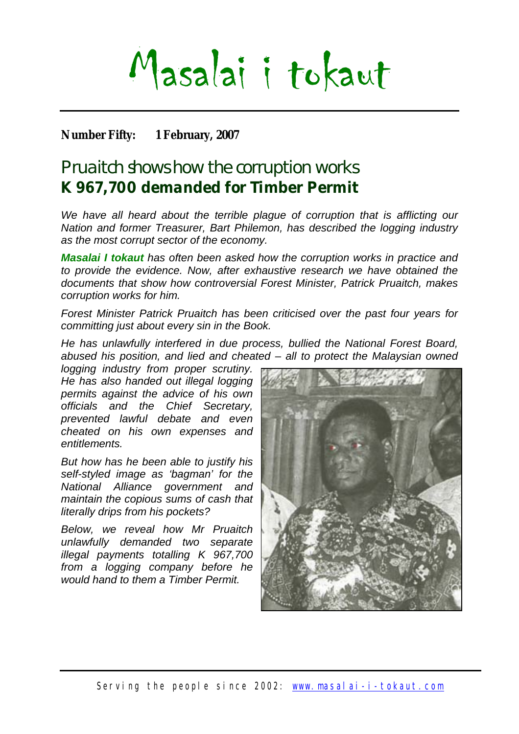# Masalai i tokaut

**Number Fifty: 1 February, 2007**

## Pruaitch shows how the corruption works
## K 967,700 demanded for Timber Permit

*We have all heard about the terrible plague of corruption that is afflicting our Nation and former Treasurer, Bart Philemon, has described the logging industry as the most corrupt sector of the economy.*

***Masalai I tokaut** has often been asked how the corruption works in practice and to provide the evidence. Now, after exhaustive research we have obtained the documents that show how controversial Forest Minister, Patrick Pruaitch, makes corruption works for him.*

*Forest Minister Patrick Pruaitch has been criticised over the past four years for committing just about every sin in the Book.*

*He has unlawfully interfered in due process, bullied the National Forest Board, abused his position, and lied and cheated – all to protect the Malaysian owned logging industry from proper scrutiny. He has also handed out illegal logging permits against the advice of his own officials and the Chief Secretary, prevented lawful debate and even cheated on his own expenses and entitlements.*

*But how has he been able to justify his self-styled image as 'bagman' for the National Alliance government and maintain the copious sums of cash that literally drips from his pockets?*

*Below, we reveal how Mr Pruaitch unlawfully demanded two separate illegal payments totalling K 967,700 from a logging company before he would hand to them a Timber Permit.*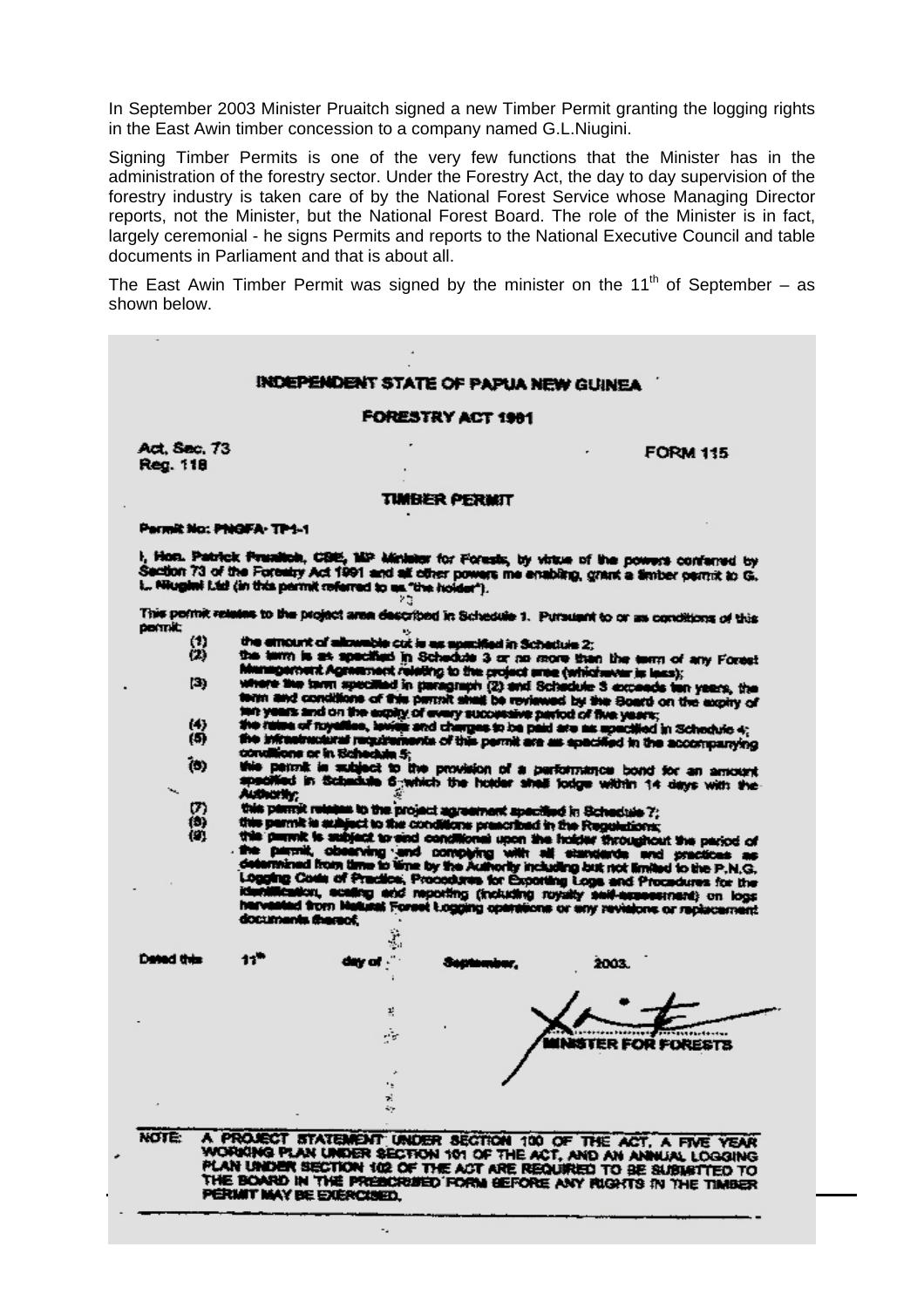In September 2003 Minister Pruaitch signed a new Timber Permit granting the logging rights in the East Awin timber concession to a company named G.L.Niugini.

Signing Timber Permits is one of the very few functions that the Minister has in the administration of the forestry sector. Under the Forestry Act, the day to day supervision of the forestry industry is taken care of by the National Forest Service whose Managing Director reports, not the Minister, but the National Forest Board. The role of the Minister is in fact, largely ceremonial - he signs Permits and reports to the National Executive Council and table documents in Parliament and that is about all.

The East Awin Timber Permit was signed by the minister on the 11th of September – as shown below.

INDEPENDENT STATE OF PAPUA NEW GUINEA

FORESTRY ACT 1991

Act, Sec. 73
Reg. 118

FORM 115

TIMBER PERMIT

Permit No: PNGFA-TP1-1

I, Hon. Patrick Pruaitch, CBE, MP Minister for Forests, by virtue of the powers conferred by Section 73 of the Forestry Act 1991 and all other powers me enabling, grant a timber permit to G. L. Niugini Ltd (in this permit referred to as "the holder").

This permit relates to the project area described in Schedule 1. Pursuant to or as conditions of this permit:

(1) the amount of allowable cut is as specified in Schedule 2;
(2) the term is as specified in Schedule 3 or no more than the term of any Forest Management Agreement relating to the project area (whichever is less);
(3) where the term specified in paragraph (2) and Schedule 3 exceeds ten years, the term and conditions of this permit shall be reviewed by the Board on the expiry of ten years and on the expiry of every successive period of five years;
(4) the rates of royalties, levies and charges to be paid are as specified in Schedule 4;
(5) the infrastructural requirements of this permit are as specified in the accompanying conditions or in Schedule 5;
(6) this permit is subject to the provision of a performance bond for an amount specified in Schedule 6 which the holder shall lodge within 14 days with the Authority;
(7) this permit relates to the project agreement specified in Schedule 7;
(8) this permit is subject to the conditions prescribed in the Regulations;
(9) this permit is subject to and conditional upon the holder throughout the period of the permit, observing and complying with all standards and practices as determined from time to time by the Authority including but not limited to the P.N.G. Logging Code of Practice, Procedures for Exporting Logs and Procedures for the identification, scaling and reporting (including royalty self-assessment) on logs harvested from Natural Forest Logging operations or any revisions or replacement documents thereof.

Dated this 11th day of September, 2003.

MINISTER FOR FORESTS

NOTE: A PROJECT STATEMENT UNDER SECTION 100 OF THE ACT, A FIVE YEAR WORKING PLAN UNDER SECTION 101 OF THE ACT, AND AN ANNUAL LOGGING PLAN UNDER SECTION 102 OF THE ACT ARE REQUIRED TO BE SUBMITTED TO THE BOARD IN THE PRESCRIBED FORM BEFORE ANY RIGHTS IN THE TIMBER PERMIT MAY BE EXERCISED.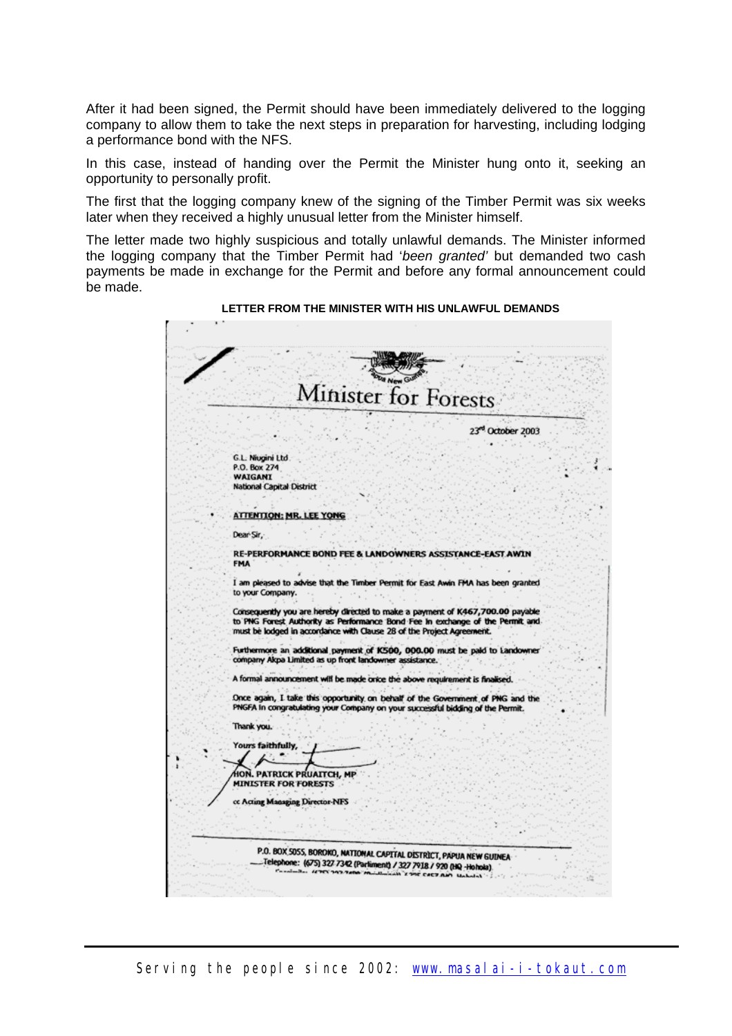After it had been signed, the Permit should have been immediately delivered to the logging company to allow them to take the next steps in preparation for harvesting, including lodging a performance bond with the NFS.

In this case, instead of handing over the Permit the Minister hung onto it, seeking an opportunity to personally profit.

The first that the logging company knew of the signing of the Timber Permit was six weeks later when they received a highly unusual letter from the Minister himself.

The letter made two highly suspicious and totally unlawful demands. The Minister informed the logging company that the Timber Permit had '*been granted'* but demanded two cash payments be made in exchange for the Permit and before any formal announcement could be made.

**LETTER FROM THE MINISTER WITH HIS UNLAWFUL DEMANDS**

Papua New Guinea

# Minister for Forests

23rd October 2003

G.L. Niugini Ltd
P.O. Box 274
**WAIGANI**
National Capital District

**ATTENTION: MR. LEE YONG**

Dear Sir,

**RE-PERFORMANCE BOND FEE & LANDOWNERS ASSISTANCE-EAST AWIN FMA**

I am pleased to advise that the Timber Permit for East Awin FMA has been granted to your Company.

Consequently you are hereby directed to make a payment of **K467,700.00** payable to PNG Forest Authority as Performance Bond Fee in exchange of the Permit and must be lodged in accordance with Clause 28 of the Project Agreement.

Furthermore an additional payment of **K500, 000.00** must be paid to Landowner company Akpa Limited as up front landowner assistance.

A formal announcement will be made once the above requirement is finalised.

Once again, I take this opportunity on behalf of the Government of PNG and the PNGFA in congratulating your Company on your successful bidding of the Permit.

Thank you.

Yours faithfully,

**HON. PATRICK PRUAITCH, MP**
**MINISTER FOR FORESTS**

cc Acting Managing Director-NFS

P.O. BOX 5055, BOROKO, NATIONAL CAPITAL DISTRICT, PAPUA NEW GUINEA
Telephone: (675) 327 7342 (Parliament) / 327 7918 / 920 (HQ -Hohola)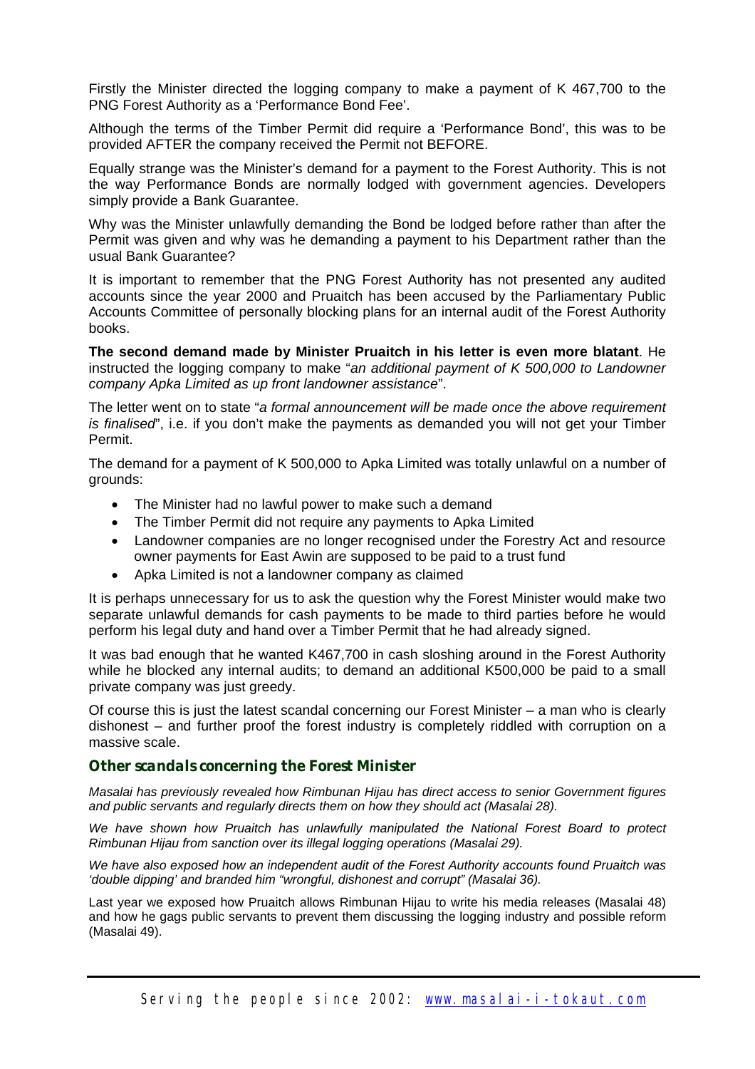Firstly the Minister directed the logging company to make a payment of K 467,700 to the PNG Forest Authority as a 'Performance Bond Fee'.

Although the terms of the Timber Permit did require a 'Performance Bond', this was to be provided AFTER the company received the Permit not BEFORE.

Equally strange was the Minister's demand for a payment to the Forest Authority. This is not the way Performance Bonds are normally lodged with government agencies. Developers simply provide a Bank Guarantee.

Why was the Minister unlawfully demanding the Bond be lodged before rather than after the Permit was given and why was he demanding a payment to his Department rather than the usual Bank Guarantee?

It is important to remember that the PNG Forest Authority has not presented any audited accounts since the year 2000 and Pruaitch has been accused by the Parliamentary Public Accounts Committee of personally blocking plans for an internal audit of the Forest Authority books.

**The second demand made by Minister Pruaitch in his letter is even more blatant**. He instructed the logging company to make "*an additional payment of K 500,000 to Landowner company Apka Limited as up front landowner assistance*".

The letter went on to state "*a formal announcement will be made once the above requirement is finalised*", i.e. if you don't make the payments as demanded you will not get your Timber Permit.

The demand for a payment of K 500,000 to Apka Limited was totally unlawful on a number of grounds:

- The Minister had no lawful power to make such a demand
- The Timber Permit did not require any payments to Apka Limited
- Landowner companies are no longer recognised under the Forestry Act and resource owner payments for East Awin are supposed to be paid to a trust fund
- Apka Limited is not a landowner company as claimed

It is perhaps unnecessary for us to ask the question why the Forest Minister would make two separate unlawful demands for cash payments to be made to third parties before he would perform his legal duty and hand over a Timber Permit that he had already signed.

It was bad enough that he wanted K467,700 in cash sloshing around in the Forest Authority while he blocked any internal audits; to demand an additional K500,000 be paid to a small private company was just greedy.

Of course this is just the latest scandal concerning our Forest Minister – a man who is clearly dishonest – and further proof the forest industry is completely riddled with corruption on a massive scale.

### *Other scandals concerning the Forest Minister*

*Masalai has previously revealed how Rimbunan Hijau has direct access to senior Government figures and public servants and regularly directs them on how they should act (Masalai 28).*

*We have shown how Pruaitch has unlawfully manipulated the National Forest Board to protect Rimbunan Hijau from sanction over its illegal logging operations (Masalai 29).*

*We have also exposed how an independent audit of the Forest Authority accounts found Pruaitch was 'double dipping' and branded him "wrongful, dishonest and corrupt" (Masalai 36).*

Last year we exposed how Pruaitch allows Rimbunan Hijau to write his media releases (Masalai 48) and how he gags public servants to prevent them discussing the logging industry and possible reform (Masalai 49).